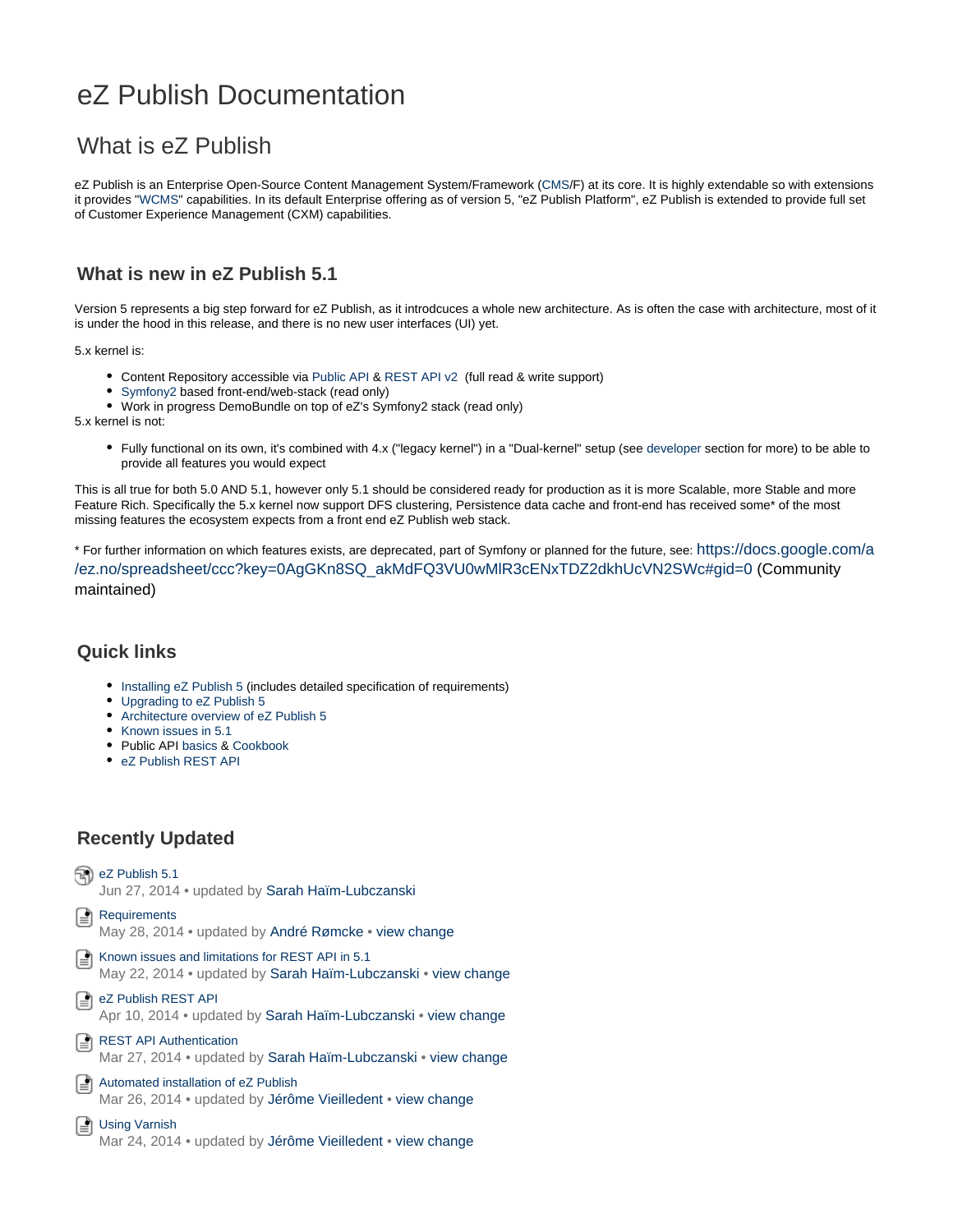# eZ Publish Documentation

## What is eZ Publish

eZ Publish is an Enterprise Open-Source Content Management System/Framework (CMS/F) at its core. It is highly extendable so with extensions it provides "WCMS" capabilities. In its default Enterprise offering as of version 5, "eZ Publish Platform", eZ Publish is extended to provide full set of Customer Experience Management (CXM) capabilities.

### What is new in eZ Publish 5.1

Version 5 represents a big step forward for eZ Publish, as it introdcuces a whole new architecture. As is often the case with architecture, most of it is under the hood in this release, and there is no new user interfaces (UI) yet.

5.x kernel is:

- Content Repository accessible via Public API & REST API v2 (full read & write support)
- Symfony2 based front-end/web-stack (read only)
- Work in progress DemoBundle on top of eZ's Symfony2 stack (read only)

5.x kernel is not:

- Fully functional on its own, it's combined with 4.x ("legacy kernel") in a "Dual-kernel" setup (see developer section for more) to be able to provide all features you would expect

This is all true for both 5.0 AND 5.1, however only 5.1 should be considered ready for production as it is more Scalable, more Stable and more Feature Rich. Specifically the 5.x kernel now support DFS clustering, Persistence data cache and front-end has received some* of the most missing features the ecosystem expects from a front end eZ Publish web stack.

* For further information on which features exists, are deprecated, part of Symfony or planned for the future, see: https://docs.google.com/a/ez.no/spreadsheet/ccc?key=0AgGKn8SQ_akMdFQ3VU0wMlR3cENxTDZ2dkhUcVN2SWc#gid=0 (Community maintained)

### Quick links

- Installing eZ Publish 5 (includes detailed specification of requirements)
- Upgrading to eZ Publish 5
- Architecture overview of eZ Publish 5
- Known issues in 5.1
- Public API basics & Cookbook
- eZ Publish REST API

### Recently Updated

eZ Publish 5.1
Jun 27, 2014 • updated by Sarah Haïm-Lubczanski

Requirements
May 28, 2014 • updated by André Rømcke • view change

Known issues and limitations for REST API in 5.1
May 22, 2014 • updated by Sarah Haïm-Lubczanski • view change

eZ Publish REST API
Apr 10, 2014 • updated by Sarah Haïm-Lubczanski • view change

REST API Authentication
Mar 27, 2014 • updated by Sarah Haïm-Lubczanski • view change

Automated installation of eZ Publish
Mar 26, 2014 • updated by Jérôme Vieilledent • view change

Using Varnish
Mar 24, 2014 • updated by Jérôme Vieilledent • view change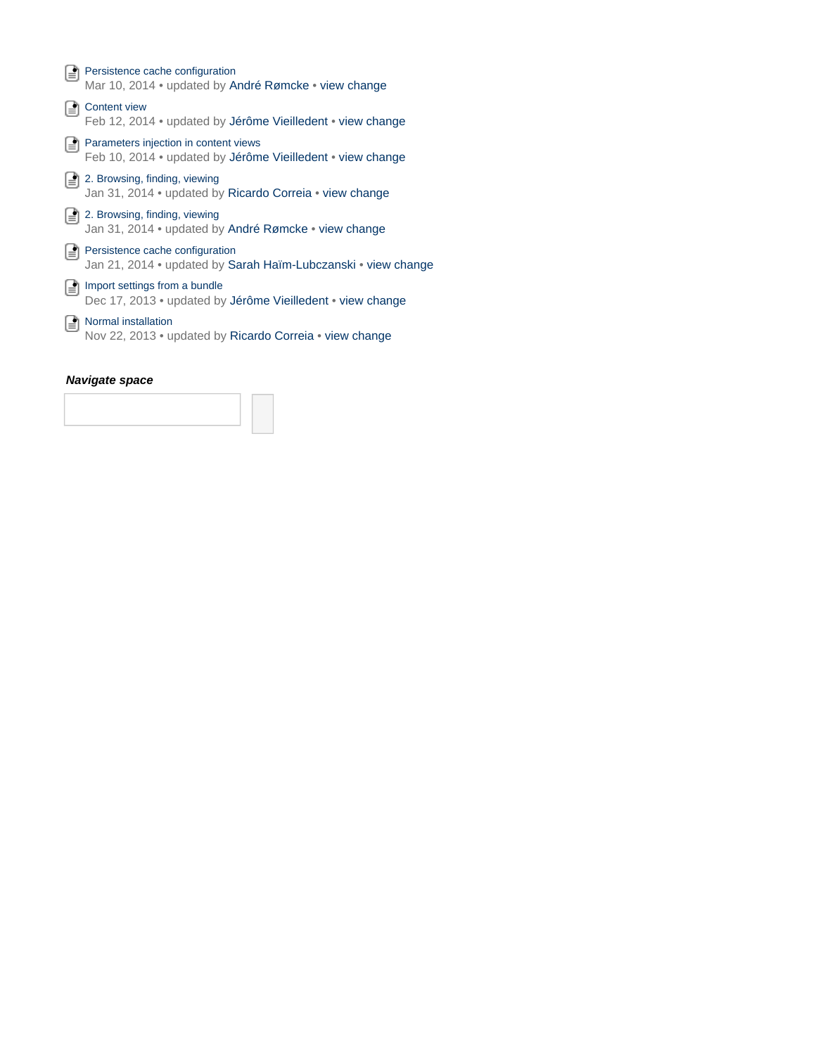- Persistence cache configuration
  Mar 10, 2014 • updated by André Rømcke • view change
- Content view
  Feb 12, 2014 • updated by Jérôme Vieilledent • view change
- Parameters injection in content views
  Feb 10, 2014 • updated by Jérôme Vieilledent • view change
- 2. Browsing, finding, viewing
  Jan 31, 2014 • updated by Ricardo Correia • view change
- 2. Browsing, finding, viewing
  Jan 31, 2014 • updated by André Rømcke • view change
- Persistence cache configuration
  Jan 21, 2014 • updated by Sarah Haïm-Lubczanski • view change
- Import settings from a bundle
  Dec 17, 2013 • updated by Jérôme Vieilledent • view change
- Normal installation
  Nov 22, 2013 • updated by Ricardo Correia • view change

***Navigate space***